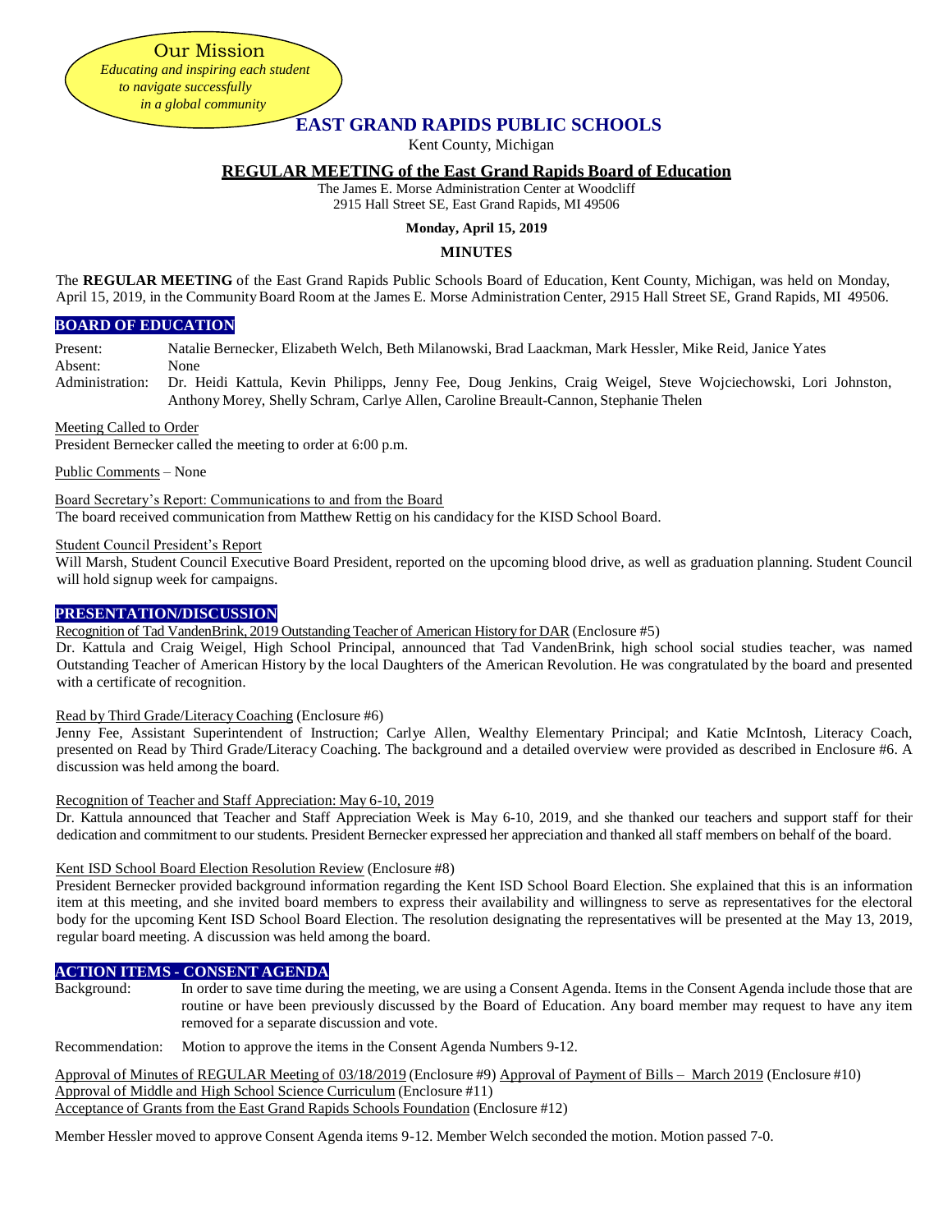**Our Mission**

*Educating and inspiring each student to navigate successfully in a global community*

# EAST GRAND RAPIDS PUBLIC SCHOOLS

Kent County, Michigan

## REGULAR MEETING of the East Grand Rapids Board of Education

The James E. Morse Administration Center at Woodcliff
2915 Hall Street SE, East Grand Rapids, MI 49506

**Monday, April 15, 2019**

**MINUTES**

The **REGULAR MEETING** of the East Grand Rapids Public Schools Board of Education, Kent County, Michigan, was held on Monday, April 15, 2019, in the Community Board Room at the James E. Morse Administration Center, 2915 Hall Street SE, Grand Rapids, MI 49506.

### BOARD OF EDUCATION

Present: Natalie Bernecker, Elizabeth Welch, Beth Milanowski, Brad Laackman, Mark Hessler, Mike Reid, Janice Yates
Absent: None
Administration: Dr. Heidi Kattula, Kevin Philipps, Jenny Fee, Doug Jenkins, Craig Weigel, Steve Wojciechowski, Lori Johnston, Anthony Morey, Shelly Schram, Carlye Allen, Caroline Breault-Cannon, Stephanie Thelen

Meeting Called to Order
President Bernecker called the meeting to order at 6:00 p.m.

Public Comments – None

Board Secretary's Report: Communications to and from the Board
The board received communication from Matthew Rettig on his candidacy for the KISD School Board.

Student Council President's Report
Will Marsh, Student Council Executive Board President, reported on the upcoming blood drive, as well as graduation planning. Student Council will hold signup week for campaigns.

### PRESENTATION/DISCUSSION

Recognition of Tad VandenBrink, 2019 Outstanding Teacher of American History for DAR (Enclosure #5)
Dr. Kattula and Craig Weigel, High School Principal, announced that Tad VandenBrink, high school social studies teacher, was named Outstanding Teacher of American History by the local Daughters of the American Revolution. He was congratulated by the board and presented with a certificate of recognition.

Read by Third Grade/Literacy Coaching (Enclosure #6)
Jenny Fee, Assistant Superintendent of Instruction; Carlye Allen, Wealthy Elementary Principal; and Katie McIntosh, Literacy Coach, presented on Read by Third Grade/Literacy Coaching. The background and a detailed overview were provided as described in Enclosure #6. A discussion was held among the board.

Recognition of Teacher and Staff Appreciation: May 6-10, 2019
Dr. Kattula announced that Teacher and Staff Appreciation Week is May 6-10, 2019, and she thanked our teachers and support staff for their dedication and commitment to our students. President Bernecker expressed her appreciation and thanked all staff members on behalf of the board.

Kent ISD School Board Election Resolution Review (Enclosure #8)
President Bernecker provided background information regarding the Kent ISD School Board Election. She explained that this is an information item at this meeting, and she invited board members to express their availability and willingness to serve as representatives for the electoral body for the upcoming Kent ISD School Board Election. The resolution designating the representatives will be presented at the May 13, 2019, regular board meeting. A discussion was held among the board.

### ACTION ITEMS - CONSENT AGENDA

Background: In order to save time during the meeting, we are using a Consent Agenda. Items in the Consent Agenda include those that are routine or have been previously discussed by the Board of Education. Any board member may request to have any item removed for a separate discussion and vote.

Recommendation: Motion to approve the items in the Consent Agenda Numbers 9-12.

Approval of Minutes of REGULAR Meeting of 03/18/2019 (Enclosure #9) Approval of Payment of Bills – March 2019 (Enclosure #10)
Approval of Middle and High School Science Curriculum (Enclosure #11)
Acceptance of Grants from the East Grand Rapids Schools Foundation (Enclosure #12)

Member Hessler moved to approve Consent Agenda items 9-12. Member Welch seconded the motion. Motion passed 7-0.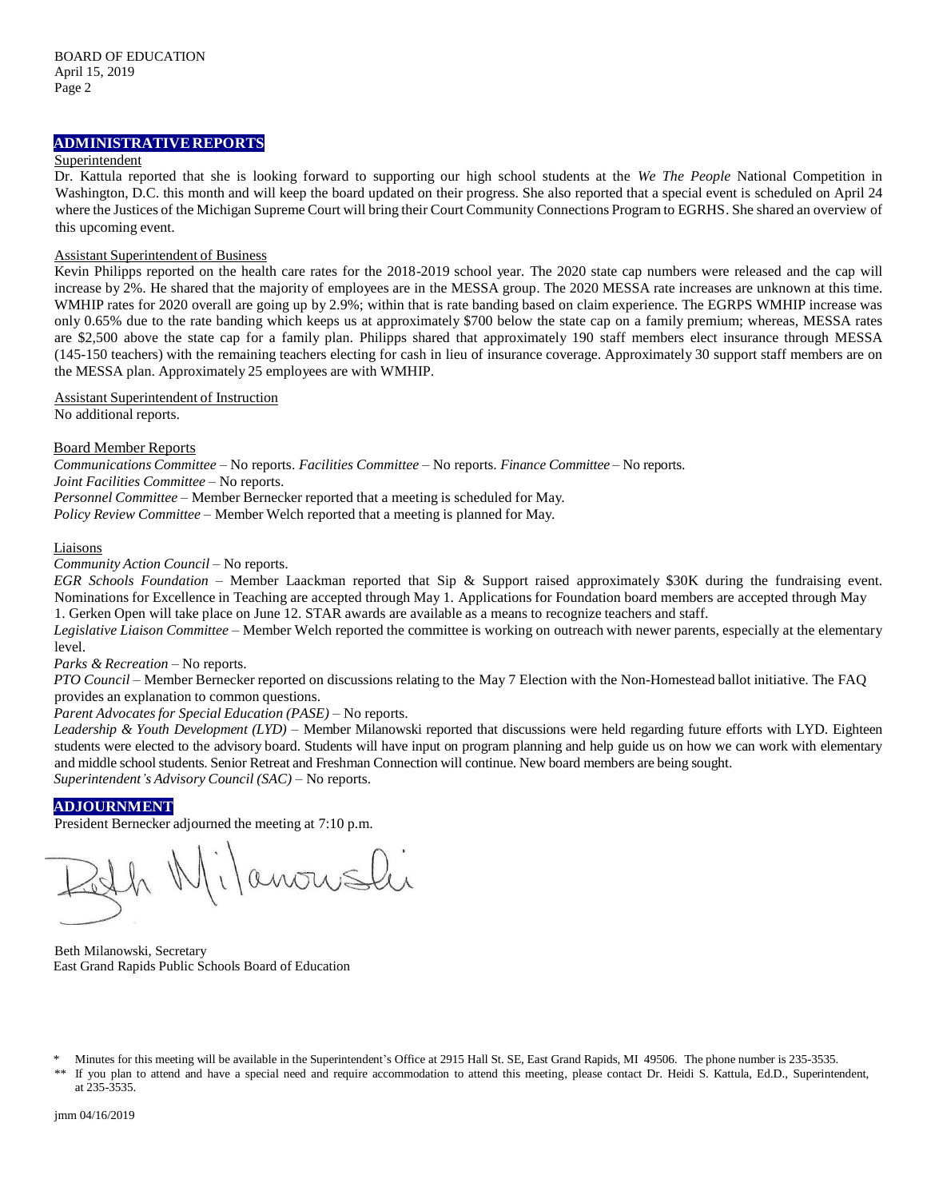## ADMINISTRATIVE REPORTS

Superintendent

Dr. Kattula reported that she is looking forward to supporting our high school students at the *We The People* National Competition in Washington, D.C. this month and will keep the board updated on their progress. She also reported that a special event is scheduled on April 24 where the Justices of the Michigan Supreme Court will bring their Court Community Connections Program to EGRHS. She shared an overview of this upcoming event.

Assistant Superintendent of Business

Kevin Philipps reported on the health care rates for the 2018-2019 school year. The 2020 state cap numbers were released and the cap will increase by 2%. He shared that the majority of employees are in the MESSA group. The 2020 MESSA rate increases are unknown at this time. WMHIP rates for 2020 overall are going up by 2.9%; within that is rate banding based on claim experience. The EGRPS WMHIP increase was only 0.65% due to the rate banding which keeps us at approximately $700 below the state cap on a family premium; whereas, MESSA rates are $2,500 above the state cap for a family plan. Philipps shared that approximately 190 staff members elect insurance through MESSA (145-150 teachers) with the remaining teachers electing for cash in lieu of insurance coverage. Approximately 30 support staff members are on the MESSA plan. Approximately 25 employees are with WMHIP.

Assistant Superintendent of Instruction

No additional reports.

Board Member Reports

*Communications Committee* – No reports. *Facilities Committee* – No reports. *Finance Committee* – No reports.

*Joint Facilities Committee* – No reports.

*Personnel Committee* – Member Bernecker reported that a meeting is scheduled for May.

*Policy Review Committee* – Member Welch reported that a meeting is planned for May.

Liaisons

*Community Action Council* – No reports.

*EGR Schools Foundation* – Member Laackman reported that Sip & Support raised approximately $30K during the fundraising event. Nominations for Excellence in Teaching are accepted through May 1. Applications for Foundation board members are accepted through May 1. Gerken Open will take place on June 12. STAR awards are available as a means to recognize teachers and staff.

*Legislative Liaison Committee* – Member Welch reported the committee is working on outreach with newer parents, especially at the elementary level.

*Parks & Recreation* – No reports.

*PTO Council* – Member Bernecker reported on discussions relating to the May 7 Election with the Non-Homestead ballot initiative. The FAQ provides an explanation to common questions.

*Parent Advocates for Special Education (PASE)* – No reports.

*Leadership & Youth Development (LYD)* – Member Milanowski reported that discussions were held regarding future efforts with LYD. Eighteen students were elected to the advisory board. Students will have input on program planning and help guide us on how we can work with elementary and middle school students. Senior Retreat and Freshman Connection will continue. New board members are being sought.

*Superintendent's Advisory Council (SAC)* – No reports.

## ADJOURNMENT

President Bernecker adjourned the meeting at 7:10 p.m.

Beth Milanowski, Secretary
East Grand Rapids Public Schools Board of Education

\* Minutes for this meeting will be available in the Superintendent's Office at 2915 Hall St. SE, East Grand Rapids, MI 49506. The phone number is 235-3535.

\*\* If you plan to attend and have a special need and require accommodation to attend this meeting, please contact Dr. Heidi S. Kattula, Ed.D., Superintendent, at 235-3535.

jmm 04/16/2019